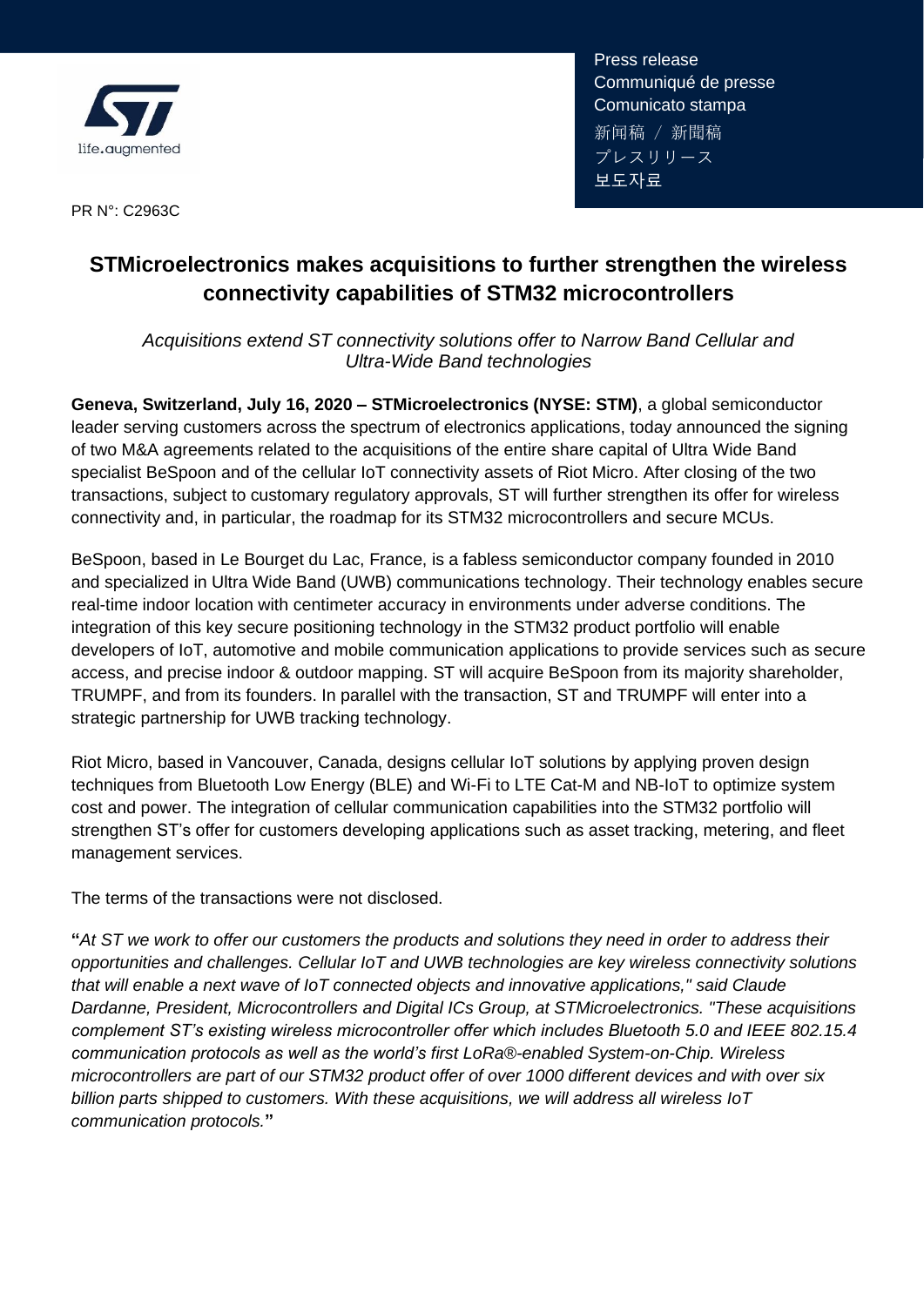life.augmented

Press release
Communiqué de presse
Comunicato stampa
新闻稿 / 新聞稿
プレスリリース
보도자료

PR N°: C2963C

# STMicroelectronics makes acquisitions to further strengthen the wireless connectivity capabilities of STM32 microcontrollers

*Acquisitions extend ST connectivity solutions offer to Narrow Band Cellular and Ultra-Wide Band technologies*

**Geneva, Switzerland, July 16, 2020 – STMicroelectronics (NYSE: STM)**, a global semiconductor leader serving customers across the spectrum of electronics applications, today announced the signing of two M&A agreements related to the acquisitions of the entire share capital of Ultra Wide Band specialist BeSpoon and of the cellular IoT connectivity assets of Riot Micro. After closing of the two transactions, subject to customary regulatory approvals, ST will further strengthen its offer for wireless connectivity and, in particular, the roadmap for its STM32 microcontrollers and secure MCUs.

BeSpoon, based in Le Bourget du Lac, France, is a fabless semiconductor company founded in 2010 and specialized in Ultra Wide Band (UWB) communications technology. Their technology enables secure real-time indoor location with centimeter accuracy in environments under adverse conditions. The integration of this key secure positioning technology in the STM32 product portfolio will enable developers of IoT, automotive and mobile communication applications to provide services such as secure access, and precise indoor & outdoor mapping. ST will acquire BeSpoon from its majority shareholder, TRUMPF, and from its founders. In parallel with the transaction, ST and TRUMPF will enter into a strategic partnership for UWB tracking technology.

Riot Micro, based in Vancouver, Canada, designs cellular IoT solutions by applying proven design techniques from Bluetooth Low Energy (BLE) and Wi-Fi to LTE Cat-M and NB-IoT to optimize system cost and power. The integration of cellular communication capabilities into the STM32 portfolio will strengthen ST's offer for customers developing applications such as asset tracking, metering, and fleet management services.

The terms of the transactions were not disclosed.

**"***At ST we work to offer our customers the products and solutions they need in order to address their opportunities and challenges. Cellular IoT and UWB technologies are key wireless connectivity solutions that will enable a next wave of IoT connected objects and innovative applications," said Claude Dardanne, President, Microcontrollers and Digital ICs Group, at STMicroelectronics. "These acquisitions complement ST's existing wireless microcontroller offer which includes Bluetooth 5.0 and IEEE 802.15.4 communication protocols as well as the world's first LoRa®-enabled System-on-Chip. Wireless microcontrollers are part of our STM32 product offer of over 1000 different devices and with over six billion parts shipped to customers. With these acquisitions, we will address all wireless IoT communication protocols.***"**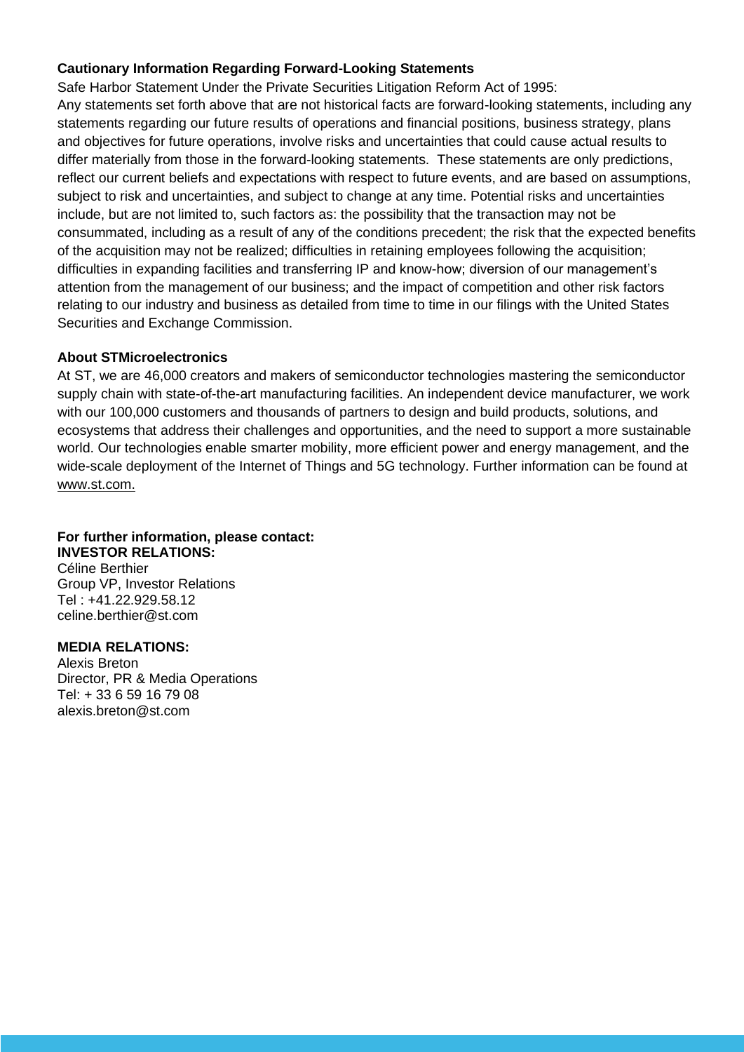**Cautionary Information Regarding Forward-Looking Statements**

Safe Harbor Statement Under the Private Securities Litigation Reform Act of 1995:

Any statements set forth above that are not historical facts are forward-looking statements, including any statements regarding our future results of operations and financial positions, business strategy, plans and objectives for future operations, involve risks and uncertainties that could cause actual results to differ materially from those in the forward-looking statements. These statements are only predictions, reflect our current beliefs and expectations with respect to future events, and are based on assumptions, subject to risk and uncertainties, and subject to change at any time. Potential risks and uncertainties include, but are not limited to, such factors as: the possibility that the transaction may not be consummated, including as a result of any of the conditions precedent; the risk that the expected benefits of the acquisition may not be realized; difficulties in retaining employees following the acquisition; difficulties in expanding facilities and transferring IP and know-how; diversion of our management's attention from the management of our business; and the impact of competition and other risk factors relating to our industry and business as detailed from time to time in our filings with the United States Securities and Exchange Commission.

**About STMicroelectronics**

At ST, we are 46,000 creators and makers of semiconductor technologies mastering the semiconductor supply chain with state-of-the-art manufacturing facilities. An independent device manufacturer, we work with our 100,000 customers and thousands of partners to design and build products, solutions, and ecosystems that address their challenges and opportunities, and the need to support a more sustainable world. Our technologies enable smarter mobility, more efficient power and energy management, and the wide-scale deployment of the Internet of Things and 5G technology. Further information can be found at www.st.com.

**For further information, please contact:**
**INVESTOR RELATIONS:**
Céline Berthier
Group VP, Investor Relations
Tel : +41.22.929.58.12
celine.berthier@st.com

**MEDIA RELATIONS:**
Alexis Breton
Director, PR & Media Operations
Tel: + 33 6 59 16 79 08
alexis.breton@st.com